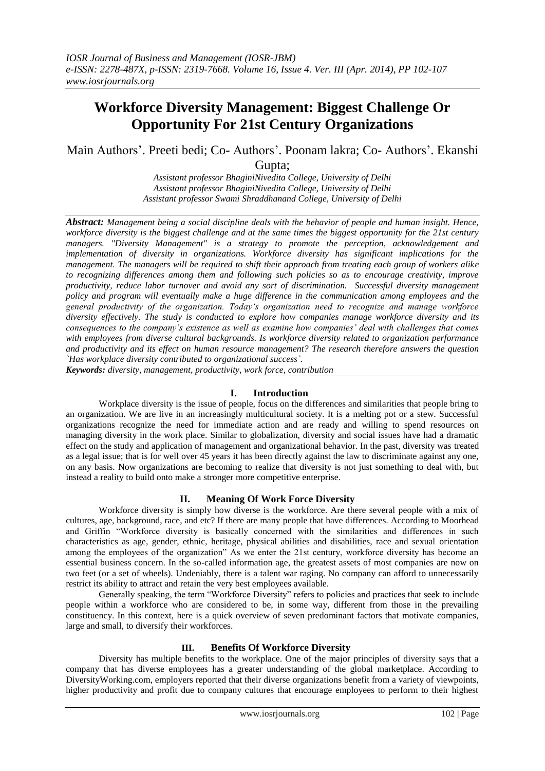# Workforce Diversity Management: Biggest Challenge Or Opportunity For 21st Century Organizations

Main Authors'. Preeti bedi; Co- Authors'. Poonam lakra; Co- Authors'. Ekanshi Gupta;

*Assistant professor BhaginiNivedita College, University of Delhi*
*Assistant professor BhaginiNivedita College, University of Delhi*
*Assistant professor Swami Shraddhanand College, University of Delhi*

***Abstract:*** *Management being a social discipline deals with the behavior of people and human insight. Hence, workforce diversity is the biggest challenge and at the same times the biggest opportunity for the 21st century managers. "Diversity Management" is a strategy to promote the perception, acknowledgement and implementation of diversity in organizations. Workforce diversity has significant implications for the management. The managers will be required to shift their approach from treating each group of workers alike to recognizing differences among them and following such policies so as to encourage creativity, improve productivity, reduce labor turnover and avoid any sort of discrimination. Successful diversity management policy and program will eventually make a huge difference in the communication among employees and the general productivity of the organization. Today's organization need to recognize and manage workforce diversity effectively. The study is conducted to explore how companies manage workforce diversity and its consequences to the company's existence as well as examine how companies' deal with challenges that comes with employees from diverse cultural backgrounds. Is workforce diversity related to organization performance and productivity and its effect on human resource management? The research therefore answers the question `Has workplace diversity contributed to organizational success`.*

***Keywords:*** *diversity, management, productivity, work force, contribution*

## I. Introduction

Workplace diversity is the issue of people, focus on the differences and similarities that people bring to an organization. We are live in an increasingly multicultural society. It is a melting pot or a stew. Successful organizations recognize the need for immediate action and are ready and willing to spend resources on managing diversity in the work place. Similar to globalization, diversity and social issues have had a dramatic effect on the study and application of management and organizational behavior. In the past, diversity was treated as a legal issue; that is for well over 45 years it has been directly against the law to discriminate against any one, on any basis. Now organizations are becoming to realize that diversity is not just something to deal with, but instead a reality to build onto make a stronger more competitive enterprise.

## II. Meaning Of Work Force Diversity

Workforce diversity is simply how diverse is the workforce. Are there several people with a mix of cultures, age, background, race, and etc? If there are many people that have differences. According to Moorhead and Griffin "Workforce diversity is basically concerned with the similarities and differences in such characteristics as age, gender, ethnic, heritage, physical abilities and disabilities, race and sexual orientation among the employees of the organization" As we enter the 21st century, workforce diversity has become an essential business concern. In the so-called information age, the greatest assets of most companies are now on two feet (or a set of wheels). Undeniably, there is a talent war raging. No company can afford to unnecessarily restrict its ability to attract and retain the very best employees available.

Generally speaking, the term "Workforce Diversity" refers to policies and practices that seek to include people within a workforce who are considered to be, in some way, different from those in the prevailing constituency. In this context, here is a quick overview of seven predominant factors that motivate companies, large and small, to diversify their workforces.

## III. Benefits Of Workforce Diversity

Diversity has multiple benefits to the workplace. One of the major principles of diversity says that a company that has diverse employees has a greater understanding of the global marketplace. According to DiversityWorking.com, employers reported that their diverse organizations benefit from a variety of viewpoints, higher productivity and profit due to company cultures that encourage employees to perform to their highest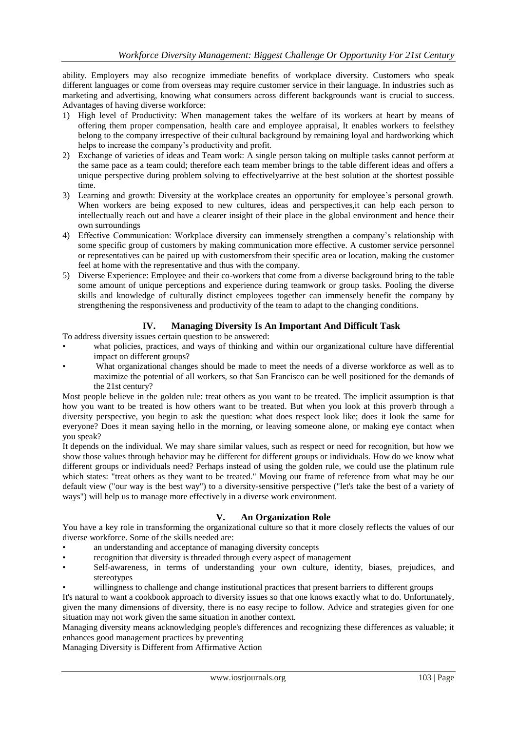ability. Employers may also recognize immediate benefits of workplace diversity. Customers who speak different languages or come from overseas may require customer service in their language. In industries such as marketing and advertising, knowing what consumers across different backgrounds want is crucial to success. Advantages of having diverse workforce:

1) High level of Productivity: When management takes the welfare of its workers at heart by means of offering them proper compensation, health care and employee appraisal, It enables workers to feelsthey belong to the company irrespective of their cultural background by remaining loyal and hardworking which helps to increase the company's productivity and profit.
2) Exchange of varieties of ideas and Team work: A single person taking on multiple tasks cannot perform at the same pace as a team could; therefore each team member brings to the table different ideas and offers a unique perspective during problem solving to effectivelyarrive at the best solution at the shortest possible time.
3) Learning and growth: Diversity at the workplace creates an opportunity for employee's personal growth. When workers are being exposed to new cultures, ideas and perspectives,it can help each person to intellectually reach out and have a clearer insight of their place in the global environment and hence their own surroundings
4) Effective Communication: Workplace diversity can immensely strengthen a company's relationship with some specific group of customers by making communication more effective. A customer service personnel or representatives can be paired up with customersfrom their specific area or location, making the customer feel at home with the representative and thus with the company.
5) Diverse Experience: Employee and their co-workers that come from a diverse background bring to the table some amount of unique perceptions and experience during teamwork or group tasks. Pooling the diverse skills and knowledge of culturally distinct employees together can immensely benefit the company by strengthening the responsiveness and productivity of the team to adapt to the changing conditions.

## IV. Managing Diversity Is An Important And Difficult Task

To address diversity issues certain question to be answered:

- what policies, practices, and ways of thinking and within our organizational culture have differential impact on different groups?
- What organizational changes should be made to meet the needs of a diverse workforce as well as to maximize the potential of all workers, so that San Francisco can be well positioned for the demands of the 21st century?

Most people believe in the golden rule: treat others as you want to be treated. The implicit assumption is that how you want to be treated is how others want to be treated. But when you look at this proverb through a diversity perspective, you begin to ask the question: what does respect look like; does it look the same for everyone? Does it mean saying hello in the morning, or leaving someone alone, or making eye contact when you speak?

It depends on the individual. We may share similar values, such as respect or need for recognition, but how we show those values through behavior may be different for different groups or individuals. How do we know what different groups or individuals need? Perhaps instead of using the golden rule, we could use the platinum rule which states: "treat others as they want to be treated." Moving our frame of reference from what may be our default view ("our way is the best way") to a diversity-sensitive perspective ("let's take the best of a variety of ways") will help us to manage more effectively in a diverse work environment.

## V. An Organization Role

You have a key role in transforming the organizational culture so that it more closely reflects the values of our diverse workforce. Some of the skills needed are:

- an understanding and acceptance of managing diversity concepts
- recognition that diversity is threaded through every aspect of management
- Self-awareness, in terms of understanding your own culture, identity, biases, prejudices, and stereotypes
- willingness to challenge and change institutional practices that present barriers to different groups

It's natural to want a cookbook approach to diversity issues so that one knows exactly what to do. Unfortunately, given the many dimensions of diversity, there is no easy recipe to follow. Advice and strategies given for one situation may not work given the same situation in another context.

Managing diversity means acknowledging people's differences and recognizing these differences as valuable; it enhances good management practices by preventing

Managing Diversity is Different from Affirmative Action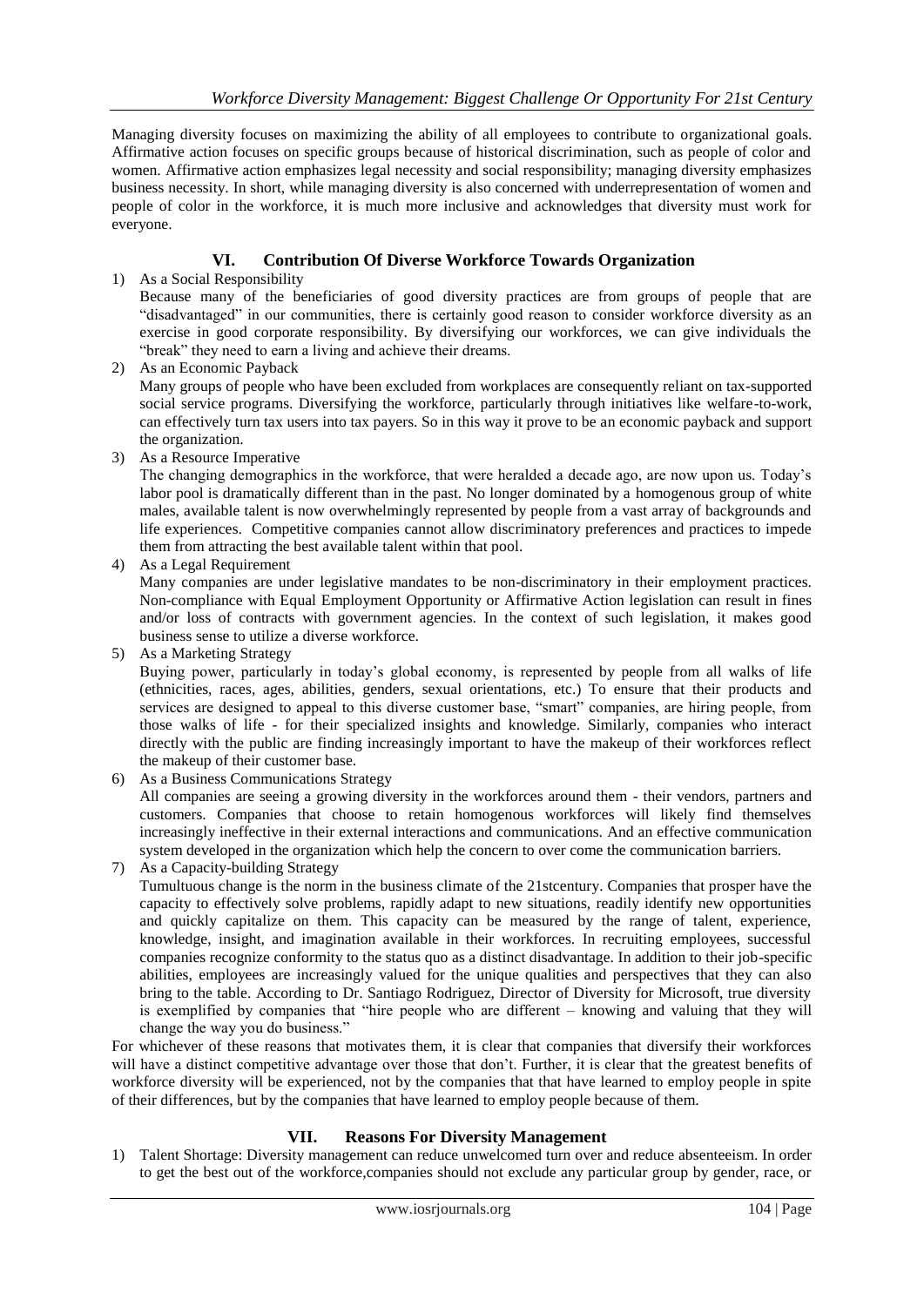Managing diversity focuses on maximizing the ability of all employees to contribute to organizational goals. Affirmative action focuses on specific groups because of historical discrimination, such as people of color and women. Affirmative action emphasizes legal necessity and social responsibility; managing diversity emphasizes business necessity. In short, while managing diversity is also concerned with underrepresentation of women and people of color in the workforce, it is much more inclusive and acknowledges that diversity must work for everyone.

## VI. Contribution Of Diverse Workforce Towards Organization

1) As a Social Responsibility
   Because many of the beneficiaries of good diversity practices are from groups of people that are "disadvantaged" in our communities, there is certainly good reason to consider workforce diversity as an exercise in good corporate responsibility. By diversifying our workforces, we can give individuals the "break" they need to earn a living and achieve their dreams.
2) As an Economic Payback
   Many groups of people who have been excluded from workplaces are consequently reliant on tax-supported social service programs. Diversifying the workforce, particularly through initiatives like welfare-to-work, can effectively turn tax users into tax payers. So in this way it prove to be an economic payback and support the organization.
3) As a Resource Imperative
   The changing demographics in the workforce, that were heralded a decade ago, are now upon us. Today's labor pool is dramatically different than in the past. No longer dominated by a homogenous group of white males, available talent is now overwhelmingly represented by people from a vast array of backgrounds and life experiences. Competitive companies cannot allow discriminatory preferences and practices to impede them from attracting the best available talent within that pool.
4) As a Legal Requirement
   Many companies are under legislative mandates to be non-discriminatory in their employment practices. Non-compliance with Equal Employment Opportunity or Affirmative Action legislation can result in fines and/or loss of contracts with government agencies. In the context of such legislation, it makes good business sense to utilize a diverse workforce.
5) As a Marketing Strategy
   Buying power, particularly in today's global economy, is represented by people from all walks of life (ethnicities, races, ages, abilities, genders, sexual orientations, etc.) To ensure that their products and services are designed to appeal to this diverse customer base, "smart" companies, are hiring people, from those walks of life - for their specialized insights and knowledge. Similarly, companies who interact directly with the public are finding increasingly important to have the makeup of their workforces reflect the makeup of their customer base.
6) As a Business Communications Strategy
   All companies are seeing a growing diversity in the workforces around them - their vendors, partners and customers. Companies that choose to retain homogenous workforces will likely find themselves increasingly ineffective in their external interactions and communications. And an effective communication system developed in the organization which help the concern to over come the communication barriers.
7) As a Capacity-building Strategy
   Tumultuous change is the norm in the business climate of the 21stcentury. Companies that prosper have the capacity to effectively solve problems, rapidly adapt to new situations, readily identify new opportunities and quickly capitalize on them. This capacity can be measured by the range of talent, experience, knowledge, insight, and imagination available in their workforces. In recruiting employees, successful companies recognize conformity to the status quo as a distinct disadvantage. In addition to their job-specific abilities, employees are increasingly valued for the unique qualities and perspectives that they can also bring to the table. According to Dr. Santiago Rodriguez, Director of Diversity for Microsoft, true diversity is exemplified by companies that "hire people who are different – knowing and valuing that they will change the way you do business."

For whichever of these reasons that motivates them, it is clear that companies that diversify their workforces will have a distinct competitive advantage over those that don't. Further, it is clear that the greatest benefits of workforce diversity will be experienced, not by the companies that that have learned to employ people in spite of their differences, but by the companies that have learned to employ people because of them.

## VII. Reasons For Diversity Management

1) Talent Shortage: Diversity management can reduce unwelcomed turn over and reduce absenteeism. In order to get the best out of the workforce,companies should not exclude any particular group by gender, race, or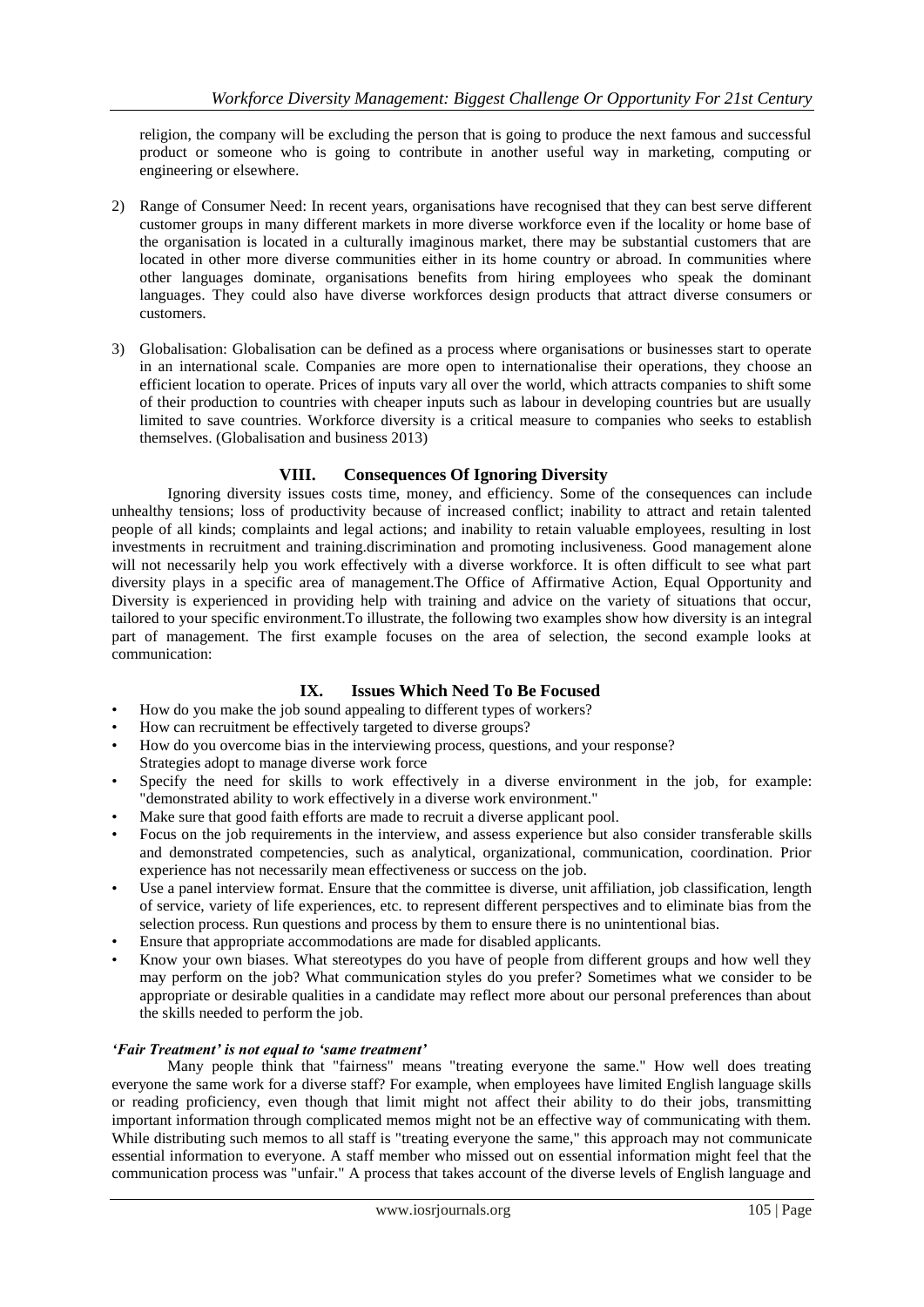religion, the company will be excluding the person that is going to produce the next famous and successful product or someone who is going to contribute in another useful way in marketing, computing or engineering or elsewhere.

2) Range of Consumer Need: In recent years, organisations have recognised that they can best serve different customer groups in many different markets in more diverse workforce even if the locality or home base of the organisation is located in a culturally imaginous market, there may be substantial customers that are located in other more diverse communities either in its home country or abroad. In communities where other languages dominate, organisations benefits from hiring employees who speak the dominant languages. They could also have diverse workforces design products that attract diverse consumers or customers.

3) Globalisation: Globalisation can be defined as a process where organisations or businesses start to operate in an international scale. Companies are more open to internationalise their operations, they choose an efficient location to operate. Prices of inputs vary all over the world, which attracts companies to shift some of their production to countries with cheaper inputs such as labour in developing countries but are usually limited to save countries. Workforce diversity is a critical measure to companies who seeks to establish themselves. (Globalisation and business 2013)

## VIII. Consequences Of Ignoring Diversity

Ignoring diversity issues costs time, money, and efficiency. Some of the consequences can include unhealthy tensions; loss of productivity because of increased conflict; inability to attract and retain talented people of all kinds; complaints and legal actions; and inability to retain valuable employees, resulting in lost investments in recruitment and training.discrimination and promoting inclusiveness. Good management alone will not necessarily help you work effectively with a diverse workforce. It is often difficult to see what part diversity plays in a specific area of management.The Office of Affirmative Action, Equal Opportunity and Diversity is experienced in providing help with training and advice on the variety of situations that occur, tailored to your specific environment.To illustrate, the following two examples show how diversity is an integral part of management. The first example focuses on the area of selection, the second example looks at communication:

## IX. Issues Which Need To Be Focused

- How do you make the job sound appealing to different types of workers?
- How can recruitment be effectively targeted to diverse groups?
- How do you overcome bias in the interviewing process, questions, and your response?

Strategies adopt to manage diverse work force

- Specify the need for skills to work effectively in a diverse environment in the job, for example: "demonstrated ability to work effectively in a diverse work environment."
- Make sure that good faith efforts are made to recruit a diverse applicant pool.
- Focus on the job requirements in the interview, and assess experience but also consider transferable skills and demonstrated competencies, such as analytical, organizational, communication, coordination. Prior experience has not necessarily mean effectiveness or success on the job.
- Use a panel interview format. Ensure that the committee is diverse, unit affiliation, job classification, length of service, variety of life experiences, etc. to represent different perspectives and to eliminate bias from the selection process. Run questions and process by them to ensure there is no unintentional bias.
- Ensure that appropriate accommodations are made for disabled applicants.
- Know your own biases. What stereotypes do you have of people from different groups and how well they may perform on the job? What communication styles do you prefer? Sometimes what we consider to be appropriate or desirable qualities in a candidate may reflect more about our personal preferences than about the skills needed to perform the job.

### *'Fair Treatment' is not equal to 'same treatment'*

Many people think that "fairness" means "treating everyone the same." How well does treating everyone the same work for a diverse staff? For example, when employees have limited English language skills or reading proficiency, even though that limit might not affect their ability to do their jobs, transmitting important information through complicated memos might not be an effective way of communicating with them. While distributing such memos to all staff is "treating everyone the same," this approach may not communicate essential information to everyone. A staff member who missed out on essential information might feel that the communication process was "unfair." A process that takes account of the diverse levels of English language and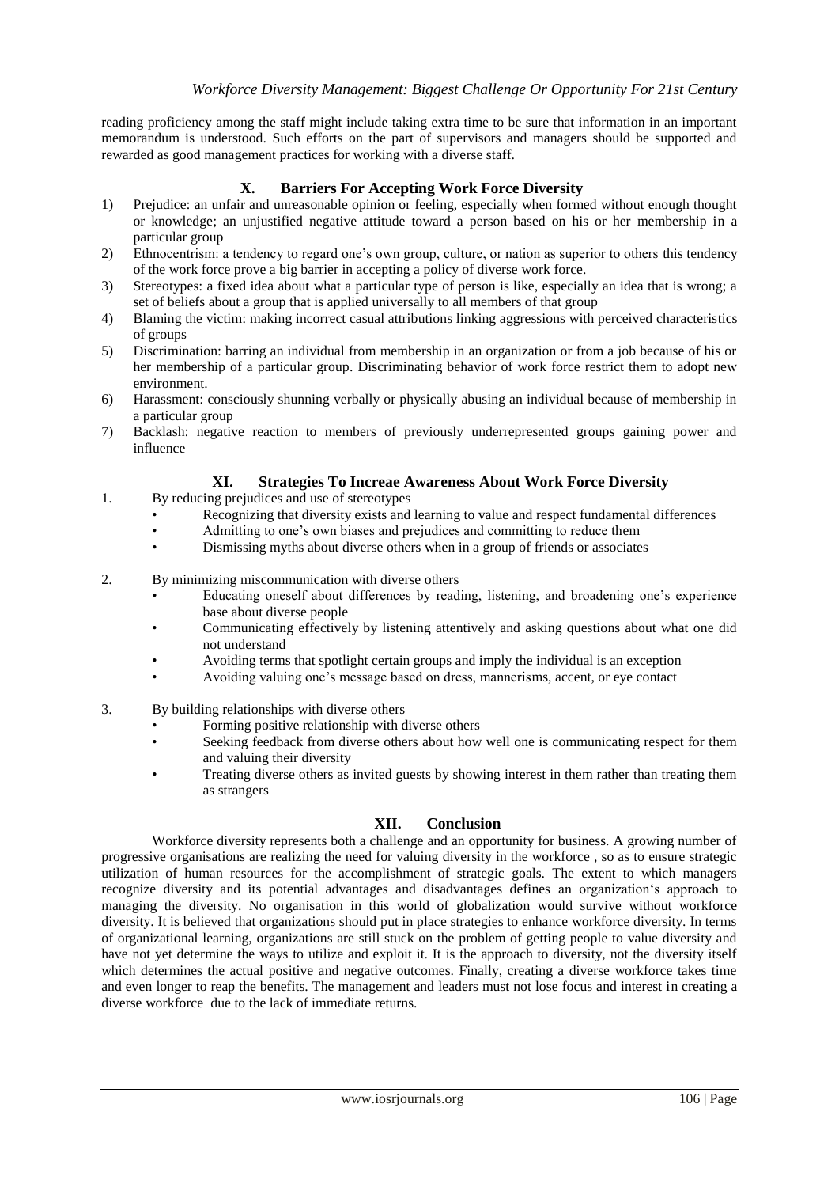reading proficiency among the staff might include taking extra time to be sure that information in an important memorandum is understood. Such efforts on the part of supervisors and managers should be supported and rewarded as good management practices for working with a diverse staff.

## X. Barriers For Accepting Work Force Diversity

1) Prejudice: an unfair and unreasonable opinion or feeling, especially when formed without enough thought or knowledge; an unjustified negative attitude toward a person based on his or her membership in a particular group
2) Ethnocentrism: a tendency to regard one's own group, culture, or nation as superior to others this tendency of the work force prove a big barrier in accepting a policy of diverse work force.
3) Stereotypes: a fixed idea about what a particular type of person is like, especially an idea that is wrong; a set of beliefs about a group that is applied universally to all members of that group
4) Blaming the victim: making incorrect casual attributions linking aggressions with perceived characteristics of groups
5) Discrimination: barring an individual from membership in an organization or from a job because of his or her membership of a particular group. Discriminating behavior of work force restrict them to adopt new environment.
6) Harassment: consciously shunning verbally or physically abusing an individual because of membership in a particular group
7) Backlash: negative reaction to members of previously underrepresented groups gaining power and influence

## XI. Strategies To Increae Awareness About Work Force Diversity

1. By reducing prejudices and use of stereotypes
   - Recognizing that diversity exists and learning to value and respect fundamental differences
   - Admitting to one's own biases and prejudices and committing to reduce them
   - Dismissing myths about diverse others when in a group of friends or associates

2. By minimizing miscommunication with diverse others
   - Educating oneself about differences by reading, listening, and broadening one's experience base about diverse people
   - Communicating effectively by listening attentively and asking questions about what one did not understand
   - Avoiding terms that spotlight certain groups and imply the individual is an exception
   - Avoiding valuing one's message based on dress, mannerisms, accent, or eye contact

3. By building relationships with diverse others
   - Forming positive relationship with diverse others
   - Seeking feedback from diverse others about how well one is communicating respect for them and valuing their diversity
   - Treating diverse others as invited guests by showing interest in them rather than treating them as strangers

## XII. Conclusion

Workforce diversity represents both a challenge and an opportunity for business. A growing number of progressive organisations are realizing the need for valuing diversity in the workforce , so as to ensure strategic utilization of human resources for the accomplishment of strategic goals. The extent to which managers recognize diversity and its potential advantages and disadvantages defines an organization's approach to managing the diversity. No organisation in this world of globalization would survive without workforce diversity. It is believed that organizations should put in place strategies to enhance workforce diversity. In terms of organizational learning, organizations are still stuck on the problem of getting people to value diversity and have not yet determine the ways to utilize and exploit it. It is the approach to diversity, not the diversity itself which determines the actual positive and negative outcomes. Finally, creating a diverse workforce takes time and even longer to reap the benefits. The management and leaders must not lose focus and interest in creating a diverse workforce due to the lack of immediate returns.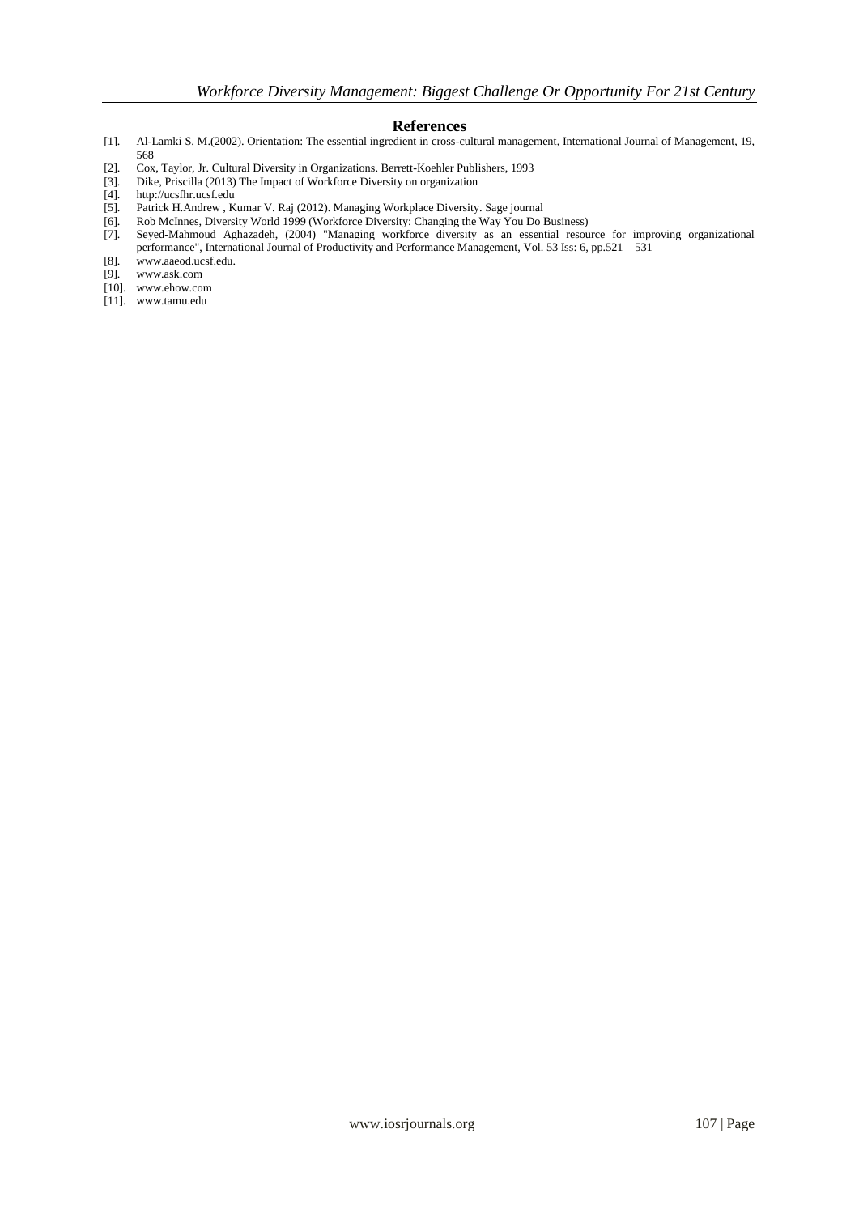## References

[1]. Al-Lamki S. M.(2002). Orientation: The essential ingredient in cross-cultural management, International Journal of Management, 19, 568

[2]. Cox, Taylor, Jr. Cultural Diversity in Organizations. Berrett-Koehler Publishers, 1993

[3]. Dike, Priscilla (2013) The Impact of Workforce Diversity on organization

[4]. http://ucsfhr.ucsf.edu

[5]. Patrick H.Andrew , Kumar V. Raj (2012). Managing Workplace Diversity. Sage journal

[6]. Rob McInnes, Diversity World 1999 (Workforce Diversity: Changing the Way You Do Business)

[7]. Seyed-Mahmoud Aghazadeh, (2004) "Managing workforce diversity as an essential resource for improving organizational performance", International Journal of Productivity and Performance Management, Vol. 53 Iss: 6, pp.521 – 531

[8]. www.aaeod.ucsf.edu.

[9]. www.ask.com

[10]. www.ehow.com

[11]. www.tamu.edu